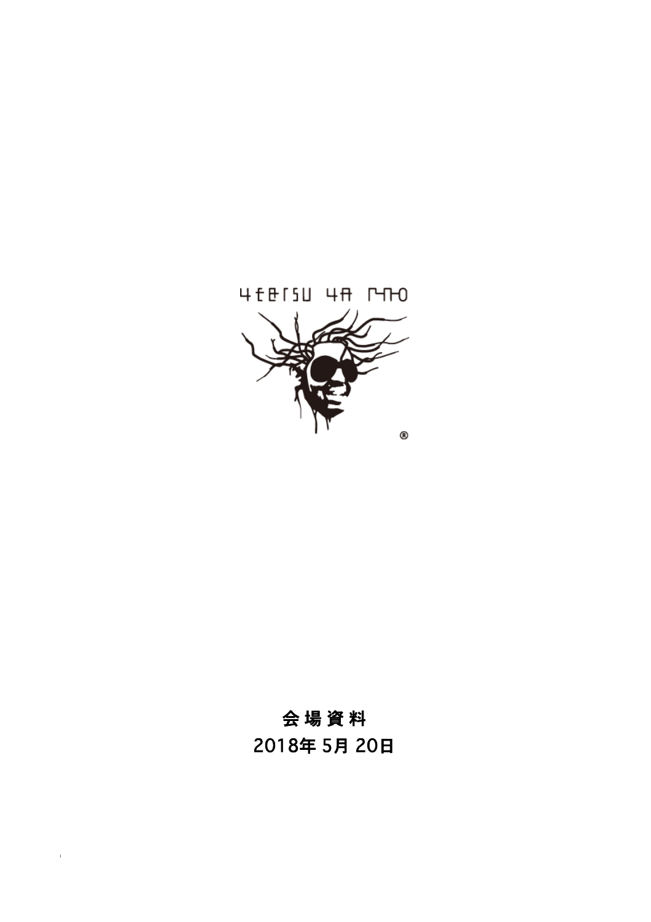会 場 資 料

2018年 5月 20日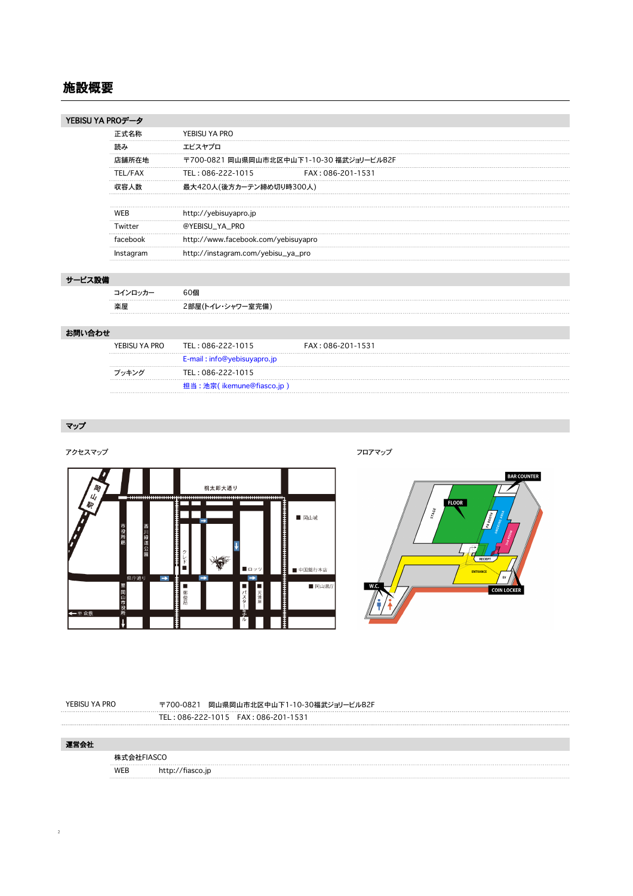# 施設概要

## YEBISU YA PROデータ

| | |
|---|---|
| 正式名称 | YEBISU YA PRO |
| 読み | エビスヤプロ |
| 店舗所在地 | 〒700-0821 岡山県岡山市北区中山下1-10-30 福武ジョリービルB2F |
| TEL/FAX | TEL : 086-222-1015　　FAX : 086-201-1531 |
| 収容人数 | 最大420人(後方カーテン締め切り時300人) |
| | |
| WEB | http://yebisuyapro.jp |
| Twitter | @YEBISU_YA_PRO |
| facebook | http://www.facebook.com/yebisuyapro |
| Instagram | http://instagram.com/yebisu_ya_pro |

## サービス設備

| | |
|---|---|
| コインロッカー | 60個 |
| 楽屋 | 2部屋(トイレ・シャワー室完備) |

## お問い合わせ

| | |
|---|---|
| YEBISU YA PRO | TEL : 086-222-1015　　FAX : 086-201-1531 |
| | E-mail : info@yebisuyapro.jp |
| ブッキング | TEL : 086-222-1015 |
| | 担当：池宗( ikemune@fiasco.jp ) |

## マップ

アクセスマップ

フロアマップ

| | |
|---|---|
| YEBISU YA PRO | 〒700-0821　岡山県岡山市北区中山下1-10-30福武ジョリービルB2F |
| | TEL : 086-222-1015　FAX : 086-201-1531 |

## 運営会社

| | |
|---|---|
| 株式会社FIASCO | |
| WEB | http://fiasco.jp |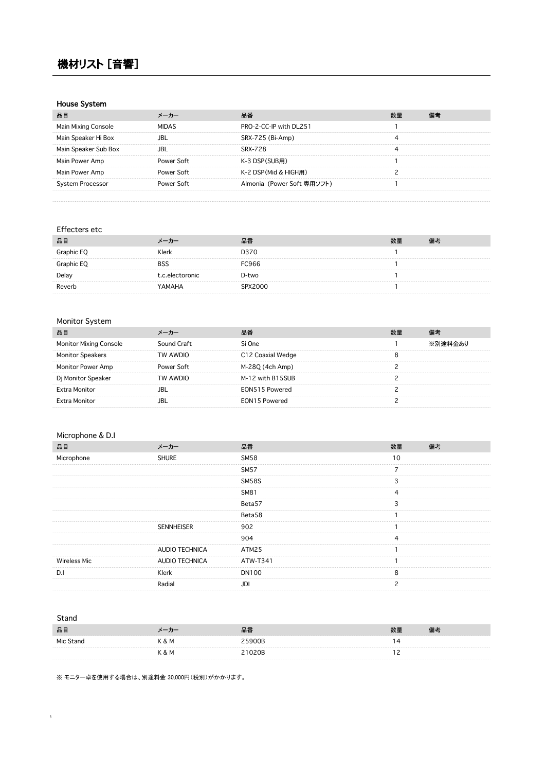# 機材リスト [音響]

### House System

| 品目 | メーカー | 品番 | 数量 | 備考 |
|---|---|---|---|---|
| Main Mixing Console | MIDAS | PRO-2-CC-IP with DL251 | 1 | |
| Main Speaker Hi Box | JBL | SRX-725 (Bi-Amp) | 4 | |
| Main Speaker Sub Box | JBL | SRX-728 | 4 | |
| Main Power Amp | Power Soft | K-3 DSP(SUB用) | 1 | |
| Main Power Amp | Power Soft | K-2 DSP(Mid & HIGH用) | 2 | |
| System Processor | Power Soft | Almonia（Power Soft 専用ソフト) | 1 | |

### Effecters etc

| 品目 | メーカー | 品番 | 数量 | 備考 |
|---|---|---|---|---|
| Graphic EQ | Klerk | D370 | 1 | |
| Graphic EQ | BSS | FC966 | 1 | |
| Delay | t.c.electoronic | D-two | 1 | |
| Reverb | YAMAHA | SPX2000 | 1 | |

### Monitor System

| 品目 | メーカー | 品番 | 数量 | 備考 |
|---|---|---|---|---|
| Monitor Mixing Console | Sound Craft | Si One | 1 | ※別途料金あり |
| Monitor Speakers | TW AWDIO | C12 Coaxial Wedge | 8 | |
| Monitor Power Amp | Power Soft | M-28Q (4ch Amp) | 2 | |
| Dj Monitor Speaker | TW AWDIO | M-12 with B15SUB | 2 | |
| Extra Monitor | JBL | EON515 Powered | 2 | |
| Extra Monitor | JBL | EON15 Powered | 2 | |

### Microphone & D.I

| 品目 | メーカー | 品番 | 数量 | 備考 |
|---|---|---|---|---|
| Microphone | SHURE | SM58 | 10 | |
| | | SM57 | 7 | |
| | | SM58S | 3 | |
| | | SM81 | 4 | |
| | | Beta57 | 3 | |
| | | Beta58 | 1 | |
| | SENNHEISER | 902 | 1 | |
| | | 904 | 4 | |
| | AUDIO TECHNICA | ATM25 | 1 | |
| Wireless Mic | AUDIO TECHNICA | ATW-T341 | 1 | |
| D.I | Klerk | DN100 | 8 | |
| | Radial | JDI | 2 | |

### Stand

| 品目 | メーカー | 品番 | 数量 | 備考 |
|---|---|---|---|---|
| Mic Stand | K & M | 25900B | 14 | |
| | K & M | 21020B | 12 | |

※ モニター卓を使用する場合は、別途料金 30,000円（税別）がかかります。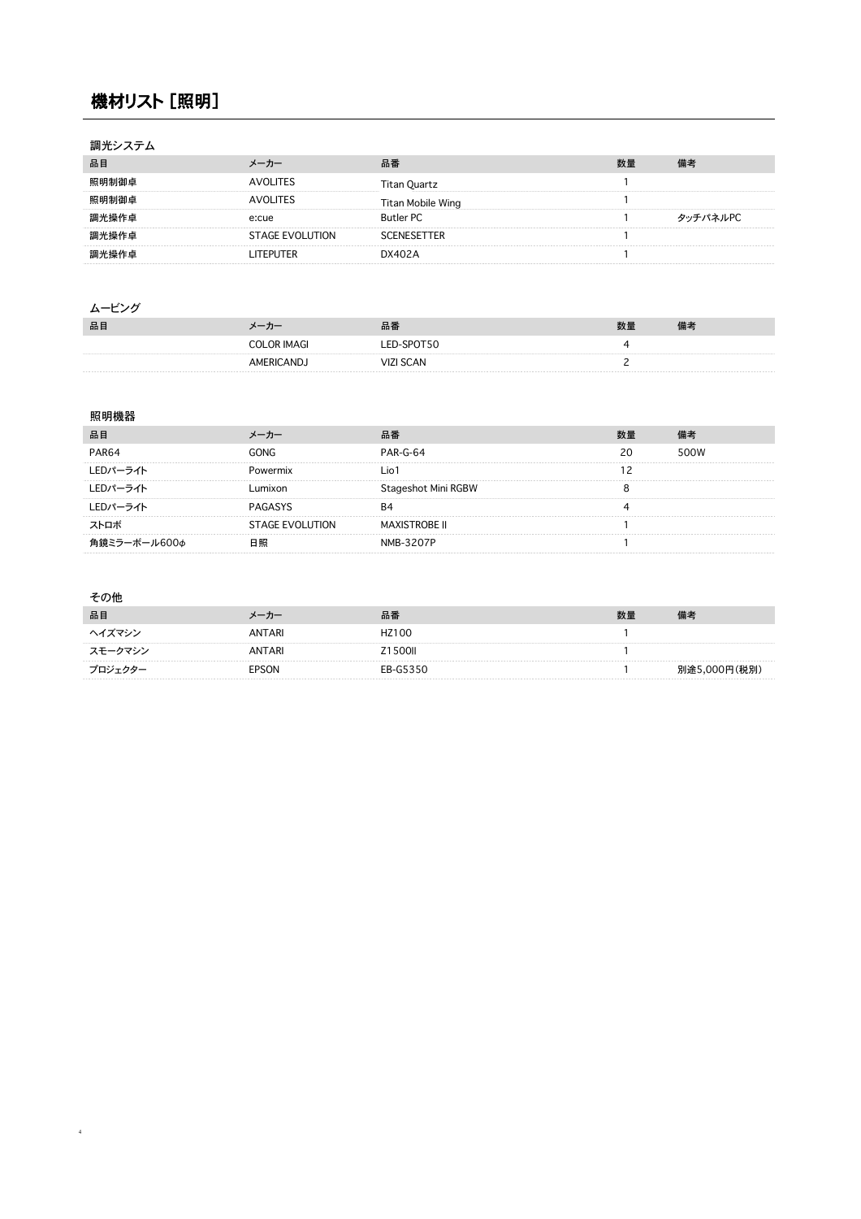# 機材リスト［照明］

## 調光システム

| 品目 | メーカー | 品番 | 数量 | 備考 |
| --- | --- | --- | --- | --- |
| 照明制御卓 | AVOLITES | Titan Quartz | 1 | |
| 照明制御卓 | AVOLITES | Titan Mobile Wing | 1 | |
| 調光操作卓 | e:cue | Butler PC | 1 | タッチパネルPC |
| 調光操作卓 | STAGE EVOLUTION | SCENESETTER | 1 | |
| 調光操作卓 | LITEPUTER | DX402A | 1 | |

## ムービング

| 品目 | メーカー | 品番 | 数量 | 備考 |
| --- | --- | --- | --- | --- |
| | COLOR IMAGI | LED-SPOT50 | 4 | |
| | AMERICANDJ | VIZI SCAN | 2 | |

## 照明機器

| 品目 | メーカー | 品番 | 数量 | 備考 |
| --- | --- | --- | --- | --- |
| PAR64 | GONG | PAR-G-64 | 20 | 500W |
| LEDパーライト | Powermix | Lio1 | 12 | |
| LEDパーライト | Lumixon | Stageshot Mini RGBW | 8 | |
| LEDパーライト | PAGASYS | B4 | 4 | |
| ストロボ | STAGE EVOLUTION | MAXISTROBE II | 1 | |
| 角鏡ミラーボール600φ | 日照 | NMB-3207P | 1 | |

## その他

| 品目 | メーカー | 品番 | 数量 | 備考 |
| --- | --- | --- | --- | --- |
| ヘイズマシン | ANTARI | HZ100 | 1 | |
| スモークマシン | ANTARI | Z1500II | 1 | |
| プロジェクター | EPSON | EB-G5350 | 1 | 別途5,000円(税別) |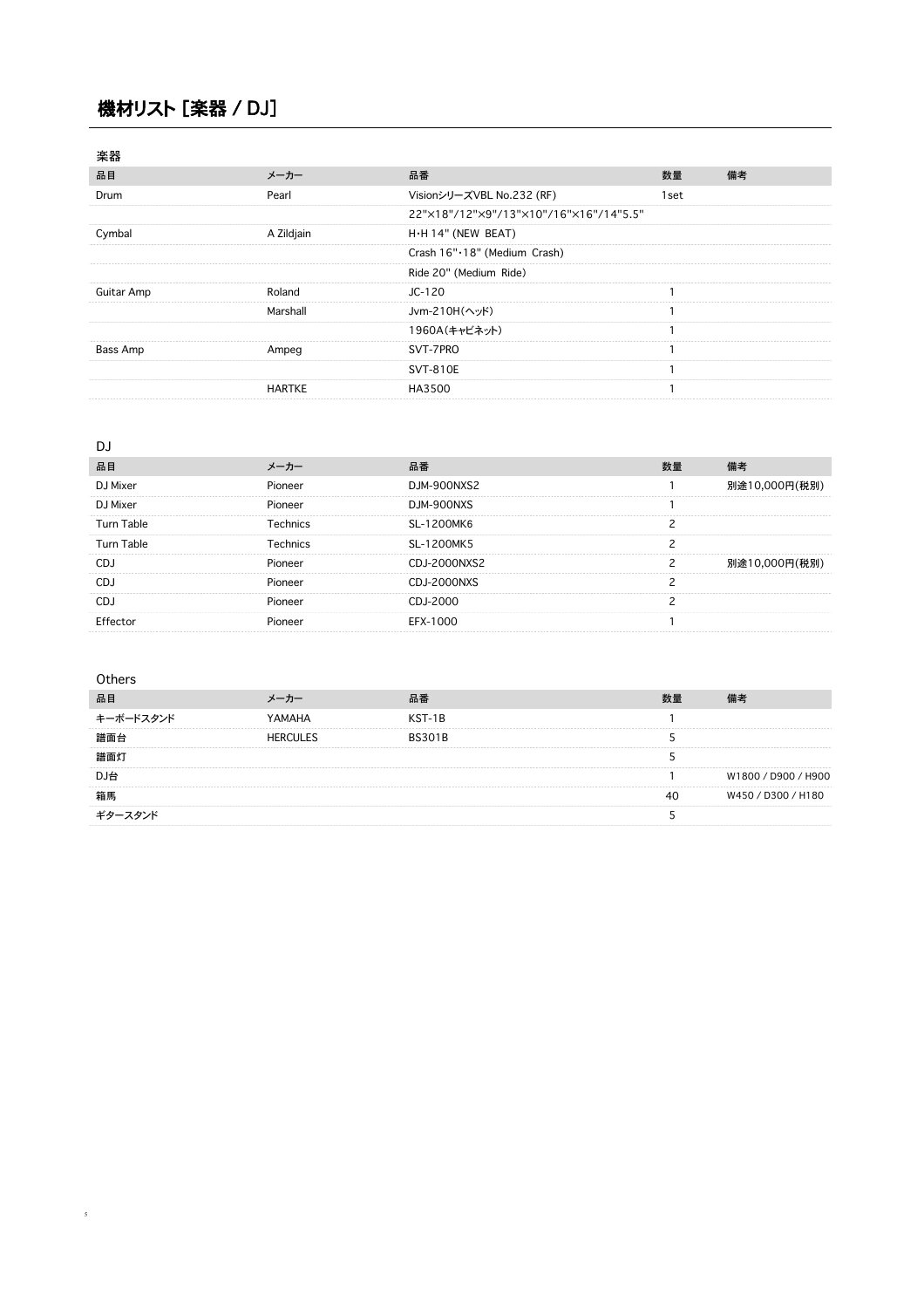# 機材リスト [楽器 / DJ]

## 楽器

| 品目 | メーカー | 品番 | 数量 | 備考 |
|---|---|---|---|---|
| Drum | Pearl | VisionシリーズVBL No.232 (RF) | 1set | |
| | | 22"×18"/12"×9"/13"×10"/16"×16"/14"5.5" | | |
| Cymbal | A Zildjain | H･H 14" (NEW BEAT) | | |
| | | Crash 16"･18" (Medium Crash) | | |
| | | Ride 20" (Medium Ride) | | |
| Guitar Amp | Roland | JC-120 | 1 | |
| | Marshall | Jvm-210H(ヘッド) | 1 | |
| | | 1960A(キャビネット) | 1 | |
| Bass Amp | Ampeg | SVT-7PRO | 1 | |
| | | SVT-810E | 1 | |
| | HARTKE | HA3500 | 1 | |

## DJ

| 品目 | メーカー | 品番 | 数量 | 備考 |
|---|---|---|---|---|
| DJ Mixer | Pioneer | DJM-900NXS2 | 1 | 別途10,000円(税別) |
| DJ Mixer | Pioneer | DJM-900NXS | 1 | |
| Turn Table | Technics | SL-1200MK6 | 2 | |
| Turn Table | Technics | SL-1200MK5 | 2 | |
| CDJ | Pioneer | CDJ-2000NXS2 | 2 | 別途10,000円(税別) |
| CDJ | Pioneer | CDJ-2000NXS | 2 | |
| CDJ | Pioneer | CDJ-2000 | 2 | |
| Effector | Pioneer | EFX-1000 | 1 | |

## Others

| 品目 | メーカー | 品番 | 数量 | 備考 |
|---|---|---|---|---|
| キーボードスタンド | YAMAHA | KST-1B | 1 | |
| 譜面台 | HERCULES | BS301B | 5 | |
| 譜面灯 | | | 5 | |
| DJ台 | | | 1 | W1800 / D900 / H900 |
| 箱馬 | | | 40 | W450 / D300 / H180 |
| ギタースタンド | | | 5 | |